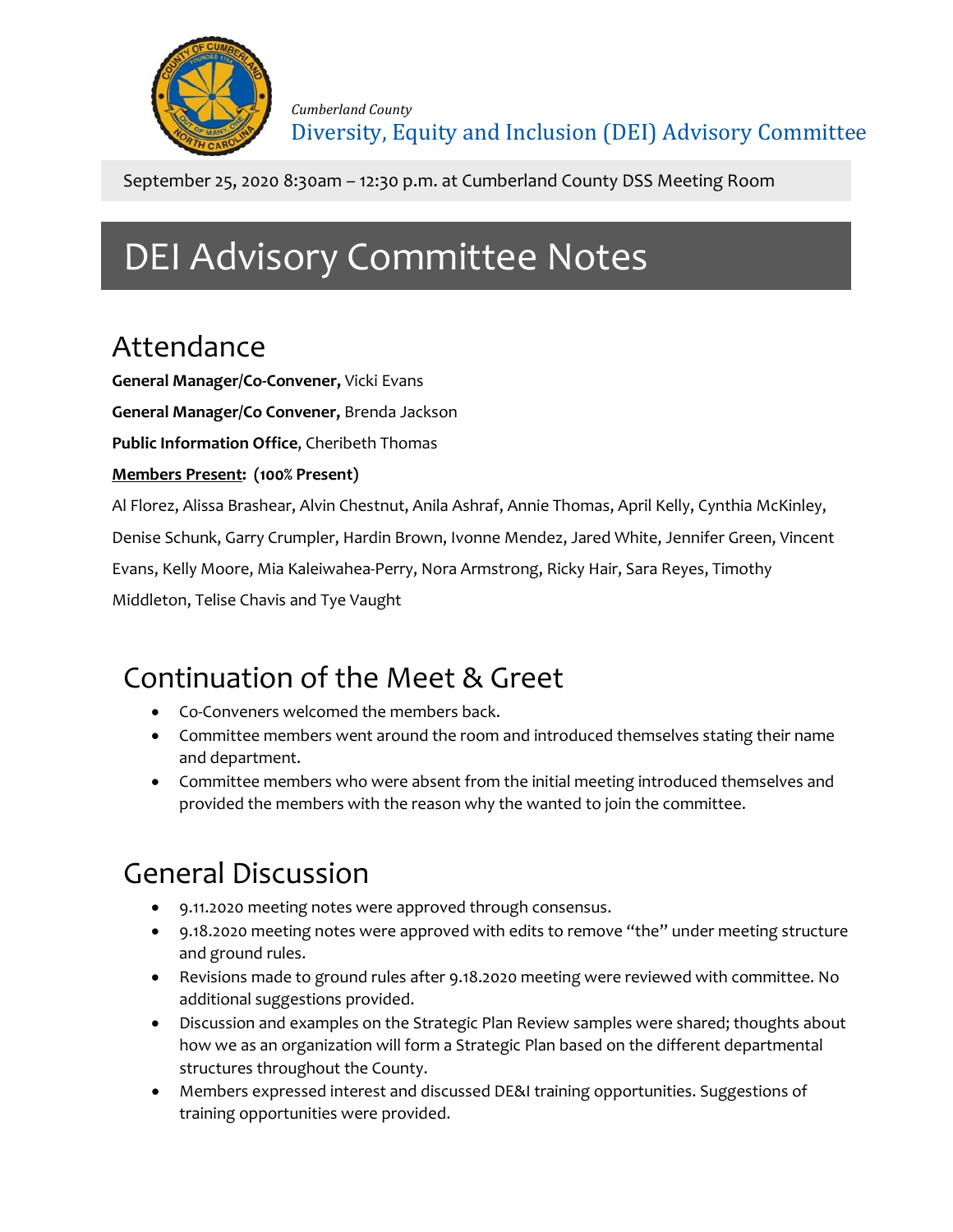*Cumberland County*

Diversity, Equity and Inclusion (DEI) Advisory Committee

September 25, 2020 8:30am – 12:30 p.m. at Cumberland County DSS Meeting Room

# DEI Advisory Committee Notes

## Attendance

**General Manager/Co-Convener,** Vicki Evans

**General Manager/Co Convener,** Brenda Jackson

**Public Information Office**, Cheribeth Thomas

**Members Present: (100% Present)**

Al Florez, Alissa Brashear, Alvin Chestnut, Anila Ashraf, Annie Thomas, April Kelly, Cynthia McKinley, Denise Schunk, Garry Crumpler, Hardin Brown, Ivonne Mendez, Jared White, Jennifer Green, Vincent Evans, Kelly Moore, Mia Kaleiwahea-Perry, Nora Armstrong, Ricky Hair, Sara Reyes, Timothy Middleton, Telise Chavis and Tye Vaught

## Continuation of the Meet & Greet

- Co-Conveners welcomed the members back.
- Committee members went around the room and introduced themselves stating their name and department.
- Committee members who were absent from the initial meeting introduced themselves and provided the members with the reason why the wanted to join the committee.

## General Discussion

- 9.11.2020 meeting notes were approved through consensus.
- 9.18.2020 meeting notes were approved with edits to remove "the" under meeting structure and ground rules.
- Revisions made to ground rules after 9.18.2020 meeting were reviewed with committee. No additional suggestions provided.
- Discussion and examples on the Strategic Plan Review samples were shared; thoughts about how we as an organization will form a Strategic Plan based on the different departmental structures throughout the County.
- Members expressed interest and discussed DE&I training opportunities. Suggestions of training opportunities were provided.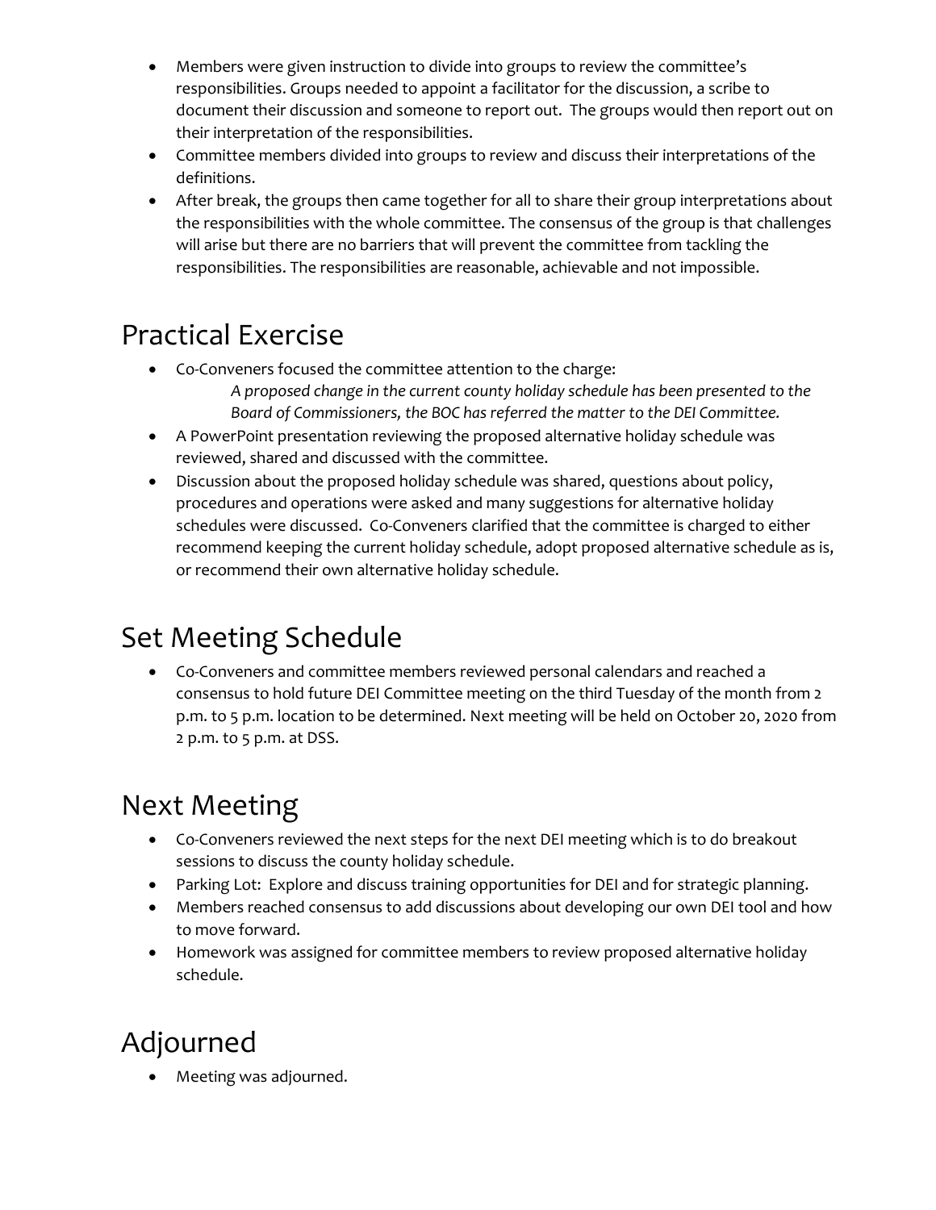- Members were given instruction to divide into groups to review the committee's responsibilities. Groups needed to appoint a facilitator for the discussion, a scribe to document their discussion and someone to report out. The groups would then report out on their interpretation of the responsibilities.
- Committee members divided into groups to review and discuss their interpretations of the definitions.
- After break, the groups then came together for all to share their group interpretations about the responsibilities with the whole committee. The consensus of the group is that challenges will arise but there are no barriers that will prevent the committee from tackling the responsibilities. The responsibilities are reasonable, achievable and not impossible.

# Practical Exercise

- Co-Conveners focused the committee attention to the charge:

  *A proposed change in the current county holiday schedule has been presented to the Board of Commissioners, the BOC has referred the matter to the DEI Committee.*
- A PowerPoint presentation reviewing the proposed alternative holiday schedule was reviewed, shared and discussed with the committee.
- Discussion about the proposed holiday schedule was shared, questions about policy, procedures and operations were asked and many suggestions for alternative holiday schedules were discussed. Co-Conveners clarified that the committee is charged to either recommend keeping the current holiday schedule, adopt proposed alternative schedule as is, or recommend their own alternative holiday schedule.

# Set Meeting Schedule

- Co-Conveners and committee members reviewed personal calendars and reached a consensus to hold future DEI Committee meeting on the third Tuesday of the month from 2 p.m. to 5 p.m. location to be determined. Next meeting will be held on October 20, 2020 from 2 p.m. to 5 p.m. at DSS.

# Next Meeting

- Co-Conveners reviewed the next steps for the next DEI meeting which is to do breakout sessions to discuss the county holiday schedule.
- Parking Lot: Explore and discuss training opportunities for DEI and for strategic planning.
- Members reached consensus to add discussions about developing our own DEI tool and how to move forward.
- Homework was assigned for committee members to review proposed alternative holiday schedule.

# Adjourned

- Meeting was adjourned.